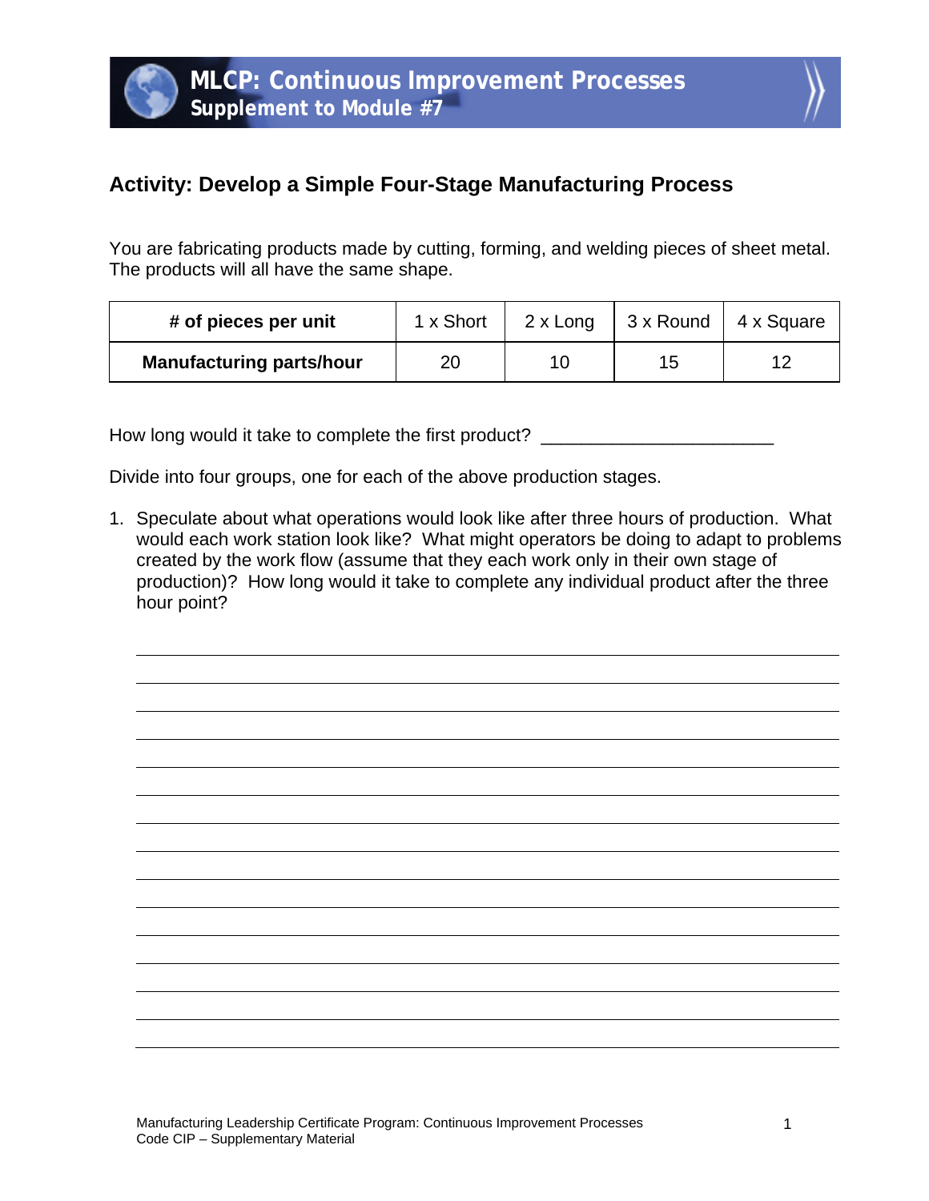# MLCP: Continuous Improvement Processes
## Supplement to Module #7

### Activity: Develop a Simple Four-Stage Manufacturing Process

You are fabricating products made by cutting, forming, and welding pieces of sheet metal. The products will all have the same shape.

| # of pieces per unit | 1 x Short | 2 x Long | 3 x Round | 4 x Square |
|---|---|---|---|---|
| **Manufacturing parts/hour** | 20 | 10 | 15 | 12 |

How long would it take to complete the first product? ______________________

Divide into four groups, one for each of the above production stages.

1. Speculate about what operations would look like after three hours of production. What would each work station look like? What might operators be doing to adapt to problems created by the work flow (assume that they each work only in their own stage of production)? How long would it take to complete any individual product after the three hour point?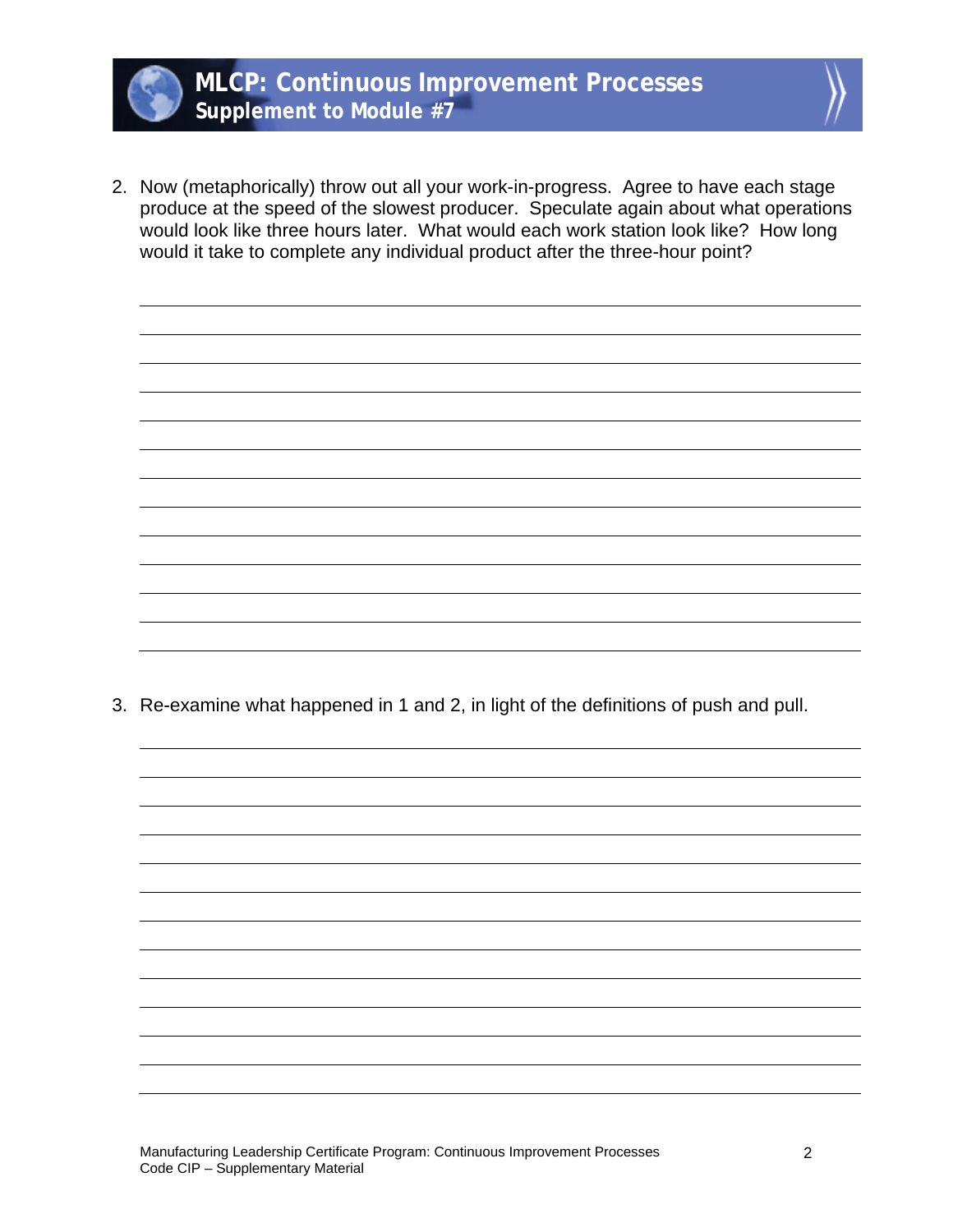2. Now (metaphorically) throw out all your work-in-progress. Agree to have each stage produce at the speed of the slowest producer. Speculate again about what operations would look like three hours later. What would each work station look like? How long would it take to complete any individual product after the three-hour point?

3. Re-examine what happened in 1 and 2, in light of the definitions of push and pull.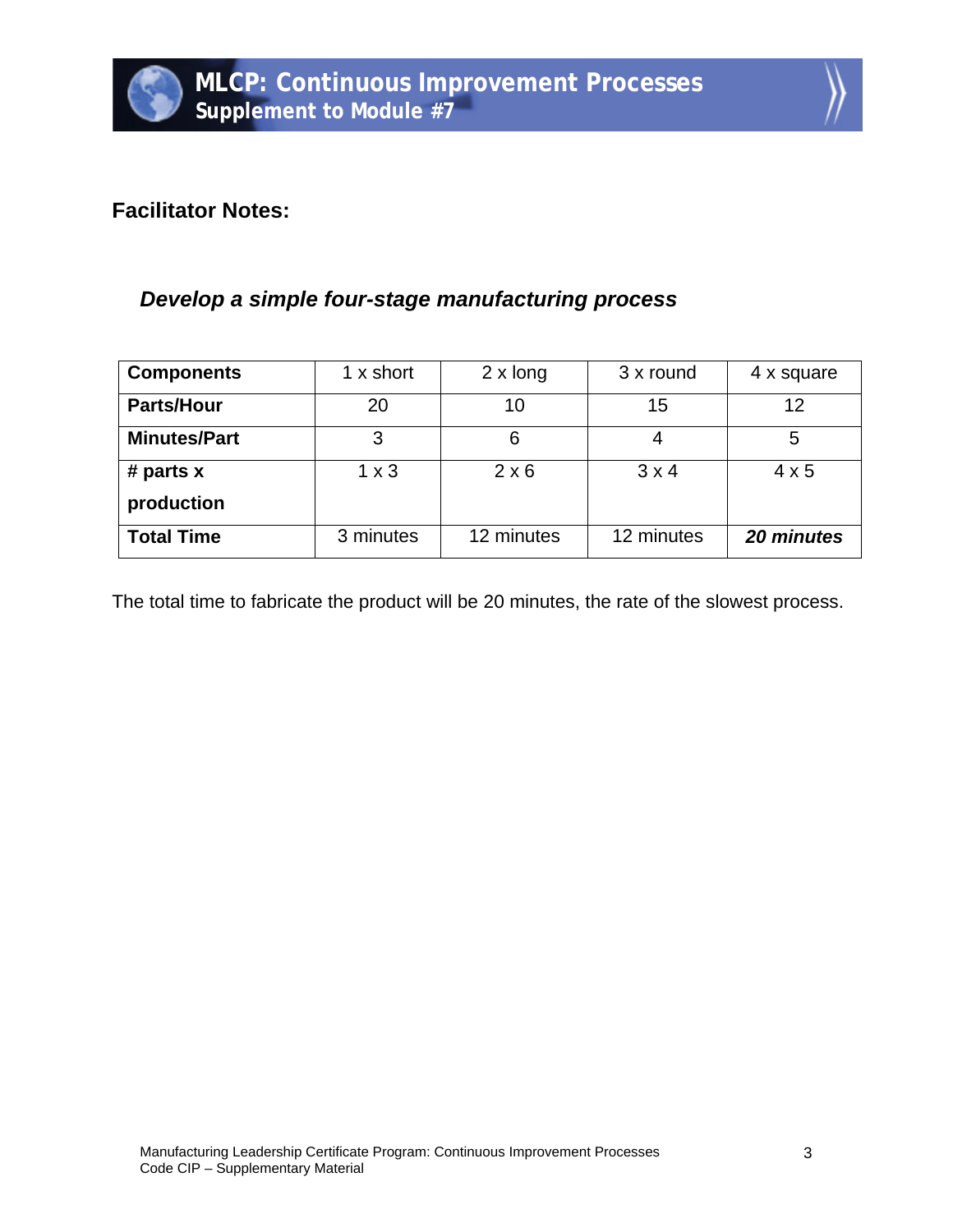## Facilitator Notes:

### *Develop a simple four-stage manufacturing process*

| **Components** | 1 x short | 2 x long | 3 x round | 4 x square |
|---|---|---|---|---|
| **Parts/Hour** | 20 | 10 | 15 | 12 |
| **Minutes/Part** | 3 | 6 | 4 | 5 |
| **# parts x production** | 1 x 3 | 2 x 6 | 3 x 4 | 4 x 5 |
| **Total Time** | 3 minutes | 12 minutes | 12 minutes | ***20 minutes*** |

The total time to fabricate the product will be 20 minutes, the rate of the slowest process.